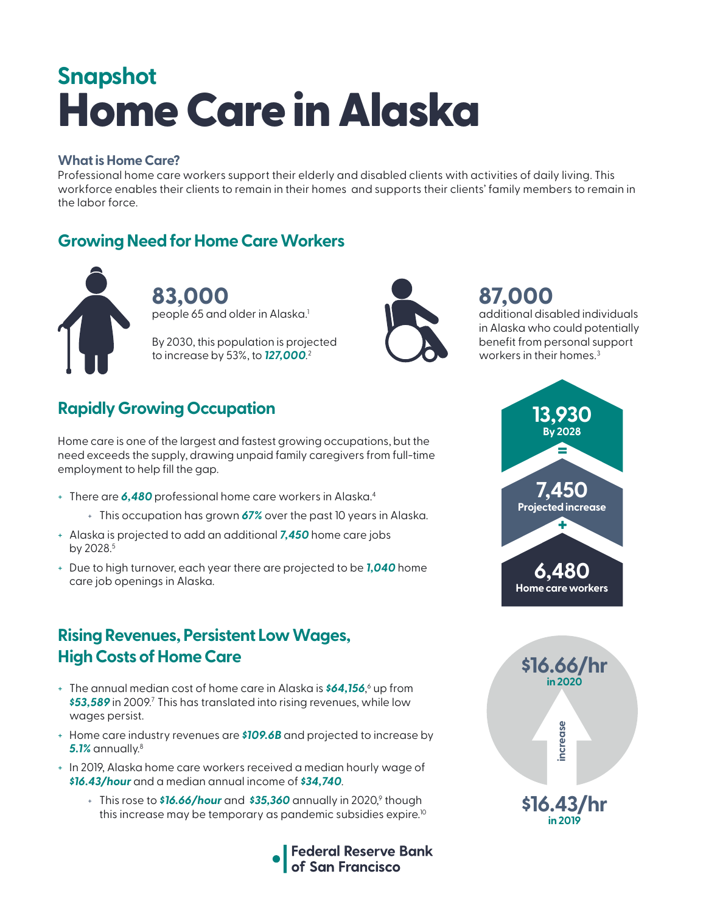## Snapshot

# Home Care in Alaska

### What is Home Care?

Professional home care workers support their elderly and disabled clients with activities of daily living. This workforce enables their clients to remain in their homes and supports their clients' family members to remain in the labor force.

## Growing Need for Home Care Workers

**83,000**
people 65 and older in Alaska.[1]

By 2030, this population is projected to increase by 53%, to ***127,000***.[2]

**87,000**
additional disabled individuals in Alaska who could potentially benefit from personal support workers in their homes.[3]

## Rapidly Growing Occupation

Home care is one of the largest and fastest growing occupations, but the need exceeds the supply, drawing unpaid family caregivers from full-time employment to help fill the gap.

- There are ***6,480*** professional home care workers in Alaska.[4]
  - This occupation has grown ***67%*** over the past 10 years in Alaska.
- Alaska is projected to add an additional ***7,450*** home care jobs by 2028.[5]
- Due to high turnover, each year there are projected to be ***1,040*** home care job openings in Alaska.

**13,930** By 2028
=
**7,450** Projected increase
+
**6,480** Home care workers

## Rising Revenues, Persistent Low Wages, High Costs of Home Care

- The annual median cost of home care in Alaska is ***$64,156***,[6] up from ***$53,589*** in 2009.[7] This has translated into rising revenues, while low wages persist.
- Home care industry revenues are ***$109.6B*** and projected to increase by ***5.1%*** annually.[8]
- In 2019, Alaska home care workers received a median hourly wage of ***$16.43/hour*** and a median annual income of ***$34,740***.
  - This rose to ***$16.66/hour*** and ***$35,360*** annually in 2020,[9] though this increase may be temporary as pandemic subsidies expire.[10]

**$16.66/hr** in 2020
increase
**$16.43/hr** in 2019

Federal Reserve Bank of San Francisco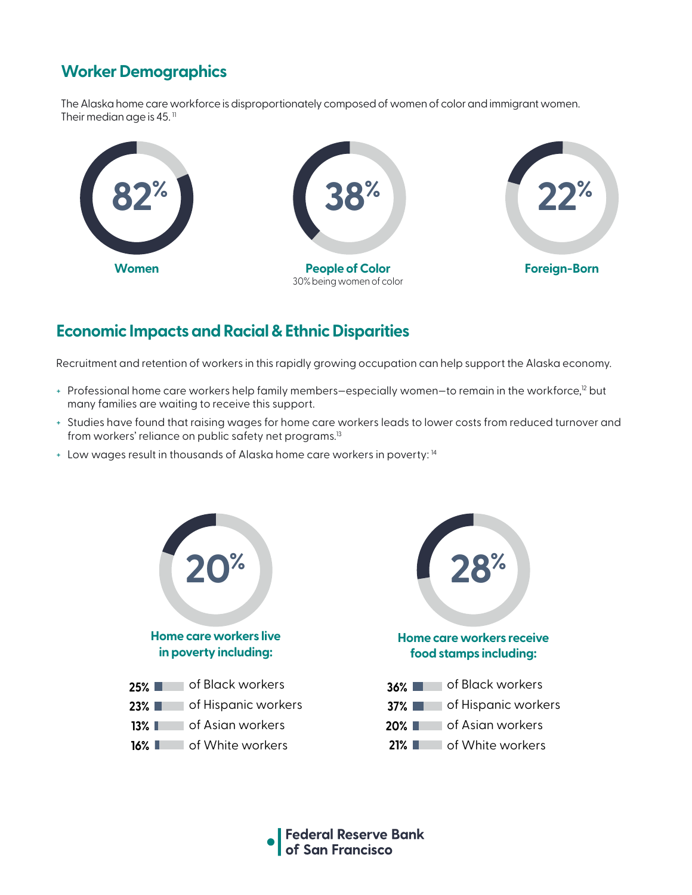## Worker Demographics

The Alaska home care workforce is disproportionately composed of women of color and immigrant women. Their median age is 45.[11]

**82%**
**Women**

**38%**
**People of Color**
30% being women of color

**22%**
**Foreign-Born**

## Economic Impacts and Racial & Ethnic Disparities

Recruitment and retention of workers in this rapidly growing occupation can help support the Alaska economy.

- Professional home care workers help family members—especially women—to remain in the workforce,[12] but many families are waiting to receive this support.
- Studies have found that raising wages for home care workers leads to lower costs from reduced turnover and from workers' reliance on public safety net programs.[13]
- Low wages result in thousands of Alaska home care workers in poverty: [14]

**20%**
**Home care workers live in poverty including:**

- **25%** of Black workers
- **23%** of Hispanic workers
- **13%** of Asian workers
- **16%** of White workers

**28%**
**Home care workers receive food stamps including:**

- **36%** of Black workers
- **37%** of Hispanic workers
- **20%** of Asian workers
- **21%** of White workers

Federal Reserve Bank of San Francisco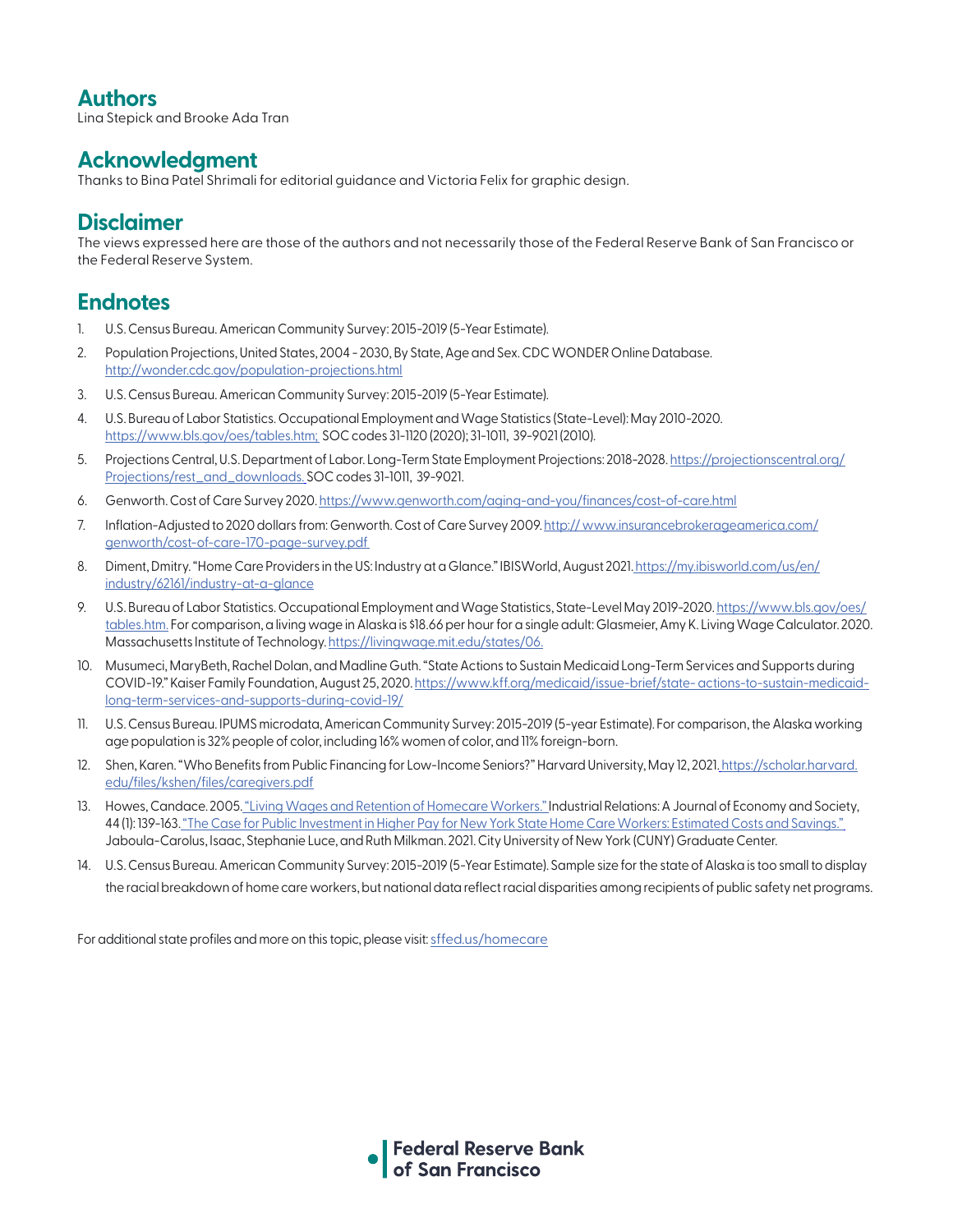## Authors

Lina Stepick and Brooke Ada Tran

## Acknowledgment

Thanks to Bina Patel Shrimali for editorial guidance and Victoria Felix for graphic design.

## Disclaimer

The views expressed here are those of the authors and not necessarily those of the Federal Reserve Bank of San Francisco or the Federal Reserve System.

## Endnotes

1. U.S. Census Bureau. American Community Survey: 2015-2019 (5-Year Estimate).
2. Population Projections, United States, 2004 - 2030, By State, Age and Sex. CDC WONDER Online Database. http://wonder.cdc.gov/population-projections.html
3. U.S. Census Bureau. American Community Survey: 2015-2019 (5-Year Estimate).
4. U.S. Bureau of Labor Statistics. Occupational Employment and Wage Statistics (State-Level): May 2010-2020. https://www.bls.gov/oes/tables.htm; SOC codes 31-1120 (2020); 31-1011, 39-9021 (2010).
5. Projections Central, U.S. Department of Labor. Long-Term State Employment Projections: 2018-2028. https://projectionscentral.org/Projections/rest_and_downloads. SOC codes 31-1011, 39-9021.
6. Genworth. Cost of Care Survey 2020. https://www.genworth.com/aging-and-you/finances/cost-of-care.html
7. Inflation-Adjusted to 2020 dollars from: Genworth. Cost of Care Survey 2009. http:// www.insurancebrokerageamerica.com/genworth/cost-of-care-170-page-survey.pdf
8. Diment, Dmitry. "Home Care Providers in the US: Industry at a Glance." IBISWorld, August 2021. https://my.ibisworld.com/us/en/industry/62161/industry-at-a-glance
9. U.S. Bureau of Labor Statistics. Occupational Employment and Wage Statistics, State-Level May 2019-2020. https://www.bls.gov/oes/tables.htm. For comparison, a living wage in Alaska is $18.66 per hour for a single adult: Glasmeier, Amy K. Living Wage Calculator. 2020. Massachusetts Institute of Technology. https://livingwage.mit.edu/states/06.
10. Musumeci, MaryBeth, Rachel Dolan, and Madline Guth. "State Actions to Sustain Medicaid Long-Term Services and Supports during COVID-19." Kaiser Family Foundation, August 25, 2020. https://www.kff.org/medicaid/issue-brief/state- actions-to-sustain-medicaid-long-term-services-and-supports-during-covid-19/
11. U.S. Census Bureau. IPUMS microdata, American Community Survey: 2015-2019 (5-year Estimate). For comparison, the Alaska working age population is 32% people of color, including 16% women of color, and 11% foreign-born.
12. Shen, Karen. "Who Benefits from Public Financing for Low-Income Seniors?" Harvard University, May 12, 2021. https://scholar.harvard.edu/files/kshen/files/caregivers.pdf
13. Howes, Candace. 2005. "Living Wages and Retention of Homecare Workers." Industrial Relations: A Journal of Economy and Society, 44 (1): 139-163. "The Case for Public Investment in Higher Pay for New York State Home Care Workers: Estimated Costs and Savings." Jaboula-Carolus, Isaac, Stephanie Luce, and Ruth Milkman. 2021. City University of New York (CUNY) Graduate Center.
14. U.S. Census Bureau. American Community Survey: 2015-2019 (5-Year Estimate). Sample size for the state of Alaska is too small to display the racial breakdown of home care workers, but national data reflect racial disparities among recipients of public safety net programs.

For additional state profiles and more on this topic, please visit: sffed.us/homecare

Federal Reserve Bank of San Francisco